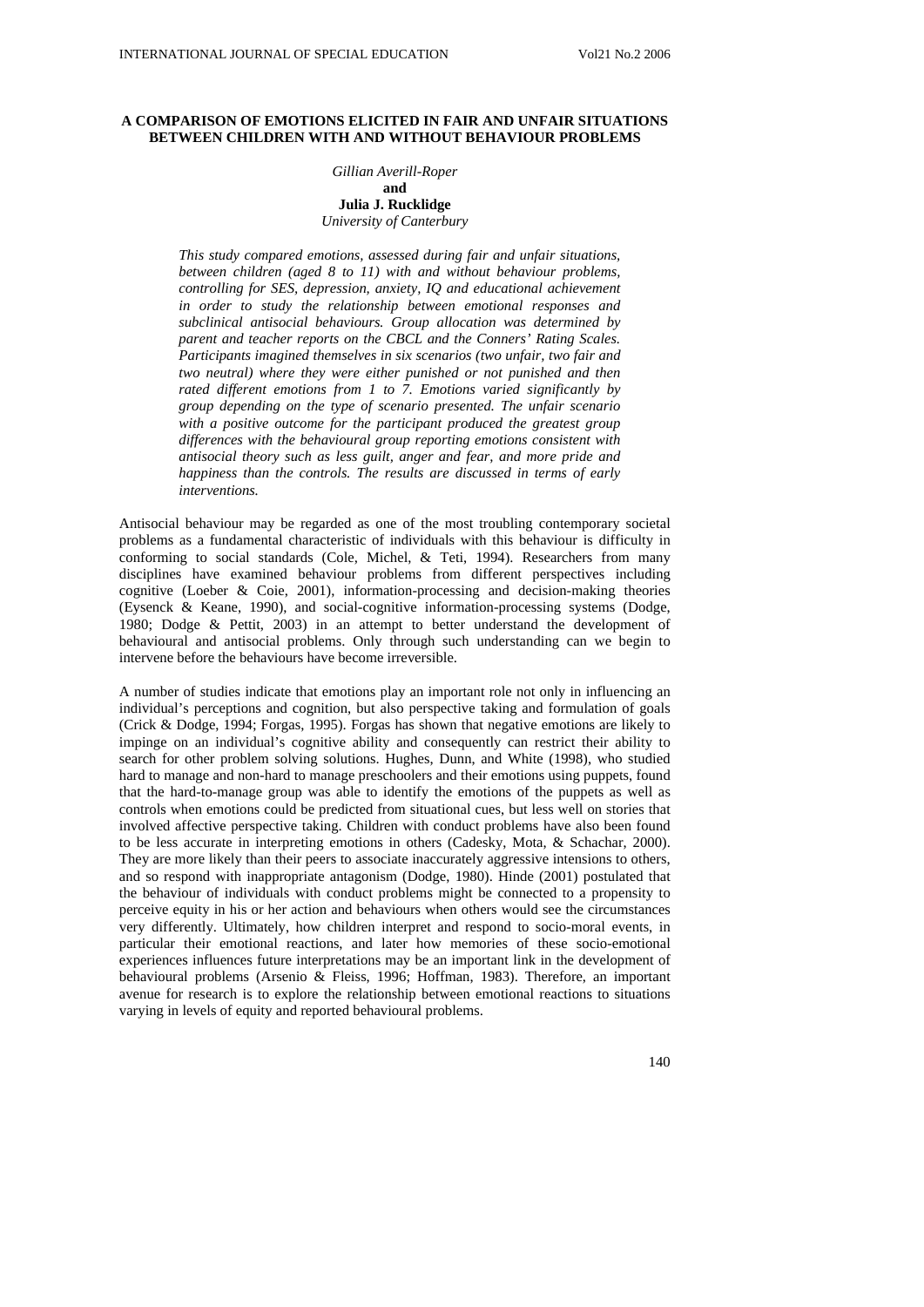# A COMPARISON OF EMOTIONS ELICITED IN FAIR AND UNFAIR SITUATIONS BETWEEN CHILDREN WITH AND WITHOUT BEHAVIOUR PROBLEMS

*Gillian Averill-Roper*
**and**
**Julia J. Rucklidge**
*University of Canterbury*

*This study compared emotions, assessed during fair and unfair situations, between children (aged 8 to 11) with and without behaviour problems, controlling for SES, depression, anxiety, IQ and educational achievement in order to study the relationship between emotional responses and subclinical antisocial behaviours. Group allocation was determined by parent and teacher reports on the CBCL and the Conners' Rating Scales. Participants imagined themselves in six scenarios (two unfair, two fair and two neutral) where they were either punished or not punished and then rated different emotions from 1 to 7. Emotions varied significantly by group depending on the type of scenario presented. The unfair scenario with a positive outcome for the participant produced the greatest group differences with the behavioural group reporting emotions consistent with antisocial theory such as less guilt, anger and fear, and more pride and happiness than the controls. The results are discussed in terms of early interventions.*

Antisocial behaviour may be regarded as one of the most troubling contemporary societal problems as a fundamental characteristic of individuals with this behaviour is difficulty in conforming to social standards (Cole, Michel, & Teti, 1994). Researchers from many disciplines have examined behaviour problems from different perspectives including cognitive (Loeber & Coie, 2001), information-processing and decision-making theories (Eysenck & Keane, 1990), and social-cognitive information-processing systems (Dodge, 1980; Dodge & Pettit, 2003) in an attempt to better understand the development of behavioural and antisocial problems. Only through such understanding can we begin to intervene before the behaviours have become irreversible.

A number of studies indicate that emotions play an important role not only in influencing an individual's perceptions and cognition, but also perspective taking and formulation of goals (Crick & Dodge, 1994; Forgas, 1995). Forgas has shown that negative emotions are likely to impinge on an individual's cognitive ability and consequently can restrict their ability to search for other problem solving solutions. Hughes, Dunn, and White (1998), who studied hard to manage and non-hard to manage preschoolers and their emotions using puppets, found that the hard-to-manage group was able to identify the emotions of the puppets as well as controls when emotions could be predicted from situational cues, but less well on stories that involved affective perspective taking. Children with conduct problems have also been found to be less accurate in interpreting emotions in others (Cadesky, Mota, & Schachar, 2000). They are more likely than their peers to associate inaccurately aggressive intensions to others, and so respond with inappropriate antagonism (Dodge, 1980). Hinde (2001) postulated that the behaviour of individuals with conduct problems might be connected to a propensity to perceive equity in his or her action and behaviours when others would see the circumstances very differently. Ultimately, how children interpret and respond to socio-moral events, in particular their emotional reactions, and later how memories of these socio-emotional experiences influences future interpretations may be an important link in the development of behavioural problems (Arsenio & Fleiss, 1996; Hoffman, 1983). Therefore, an important avenue for research is to explore the relationship between emotional reactions to situations varying in levels of equity and reported behavioural problems.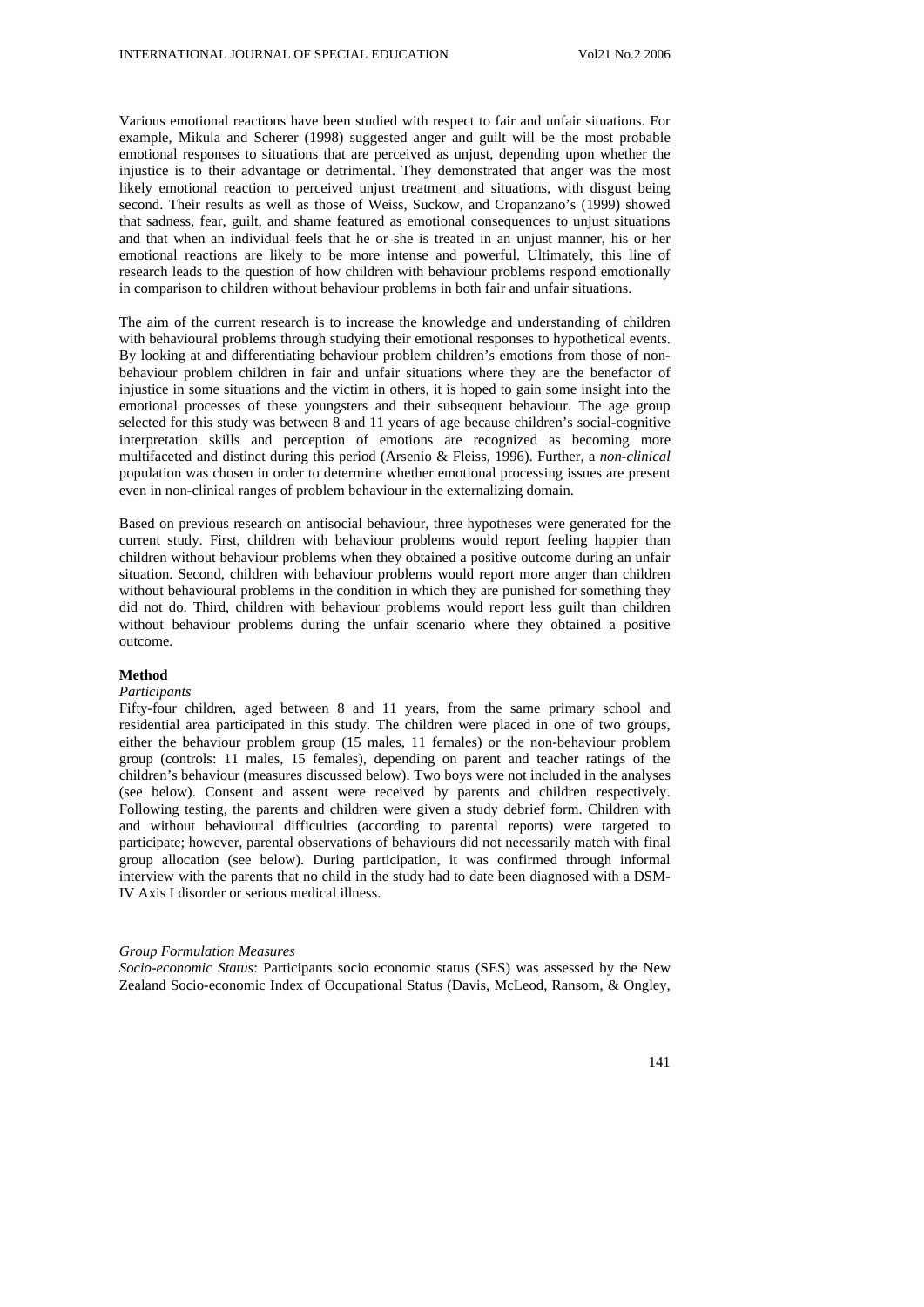Various emotional reactions have been studied with respect to fair and unfair situations. For example, Mikula and Scherer (1998) suggested anger and guilt will be the most probable emotional responses to situations that are perceived as unjust, depending upon whether the injustice is to their advantage or detrimental. They demonstrated that anger was the most likely emotional reaction to perceived unjust treatment and situations, with disgust being second. Their results as well as those of Weiss, Suckow, and Cropanzano's (1999) showed that sadness, fear, guilt, and shame featured as emotional consequences to unjust situations and that when an individual feels that he or she is treated in an unjust manner, his or her emotional reactions are likely to be more intense and powerful. Ultimately, this line of research leads to the question of how children with behaviour problems respond emotionally in comparison to children without behaviour problems in both fair and unfair situations.

The aim of the current research is to increase the knowledge and understanding of children with behavioural problems through studying their emotional responses to hypothetical events. By looking at and differentiating behaviour problem children's emotions from those of non-behaviour problem children in fair and unfair situations where they are the benefactor of injustice in some situations and the victim in others, it is hoped to gain some insight into the emotional processes of these youngsters and their subsequent behaviour. The age group selected for this study was between 8 and 11 years of age because children's social-cognitive interpretation skills and perception of emotions are recognized as becoming more multifaceted and distinct during this period (Arsenio & Fleiss, 1996). Further, a *non-clinical* population was chosen in order to determine whether emotional processing issues are present even in non-clinical ranges of problem behaviour in the externalizing domain.

Based on previous research on antisocial behaviour, three hypotheses were generated for the current study. First, children with behaviour problems would report feeling happier than children without behaviour problems when they obtained a positive outcome during an unfair situation. Second, children with behaviour problems would report more anger than children without behavioural problems in the condition in which they are punished for something they did not do. Third, children with behaviour problems would report less guilt than children without behaviour problems during the unfair scenario where they obtained a positive outcome.

## Method

### *Participants*

Fifty-four children, aged between 8 and 11 years, from the same primary school and residential area participated in this study. The children were placed in one of two groups, either the behaviour problem group (15 males, 11 females) or the non-behaviour problem group (controls: 11 males, 15 females), depending on parent and teacher ratings of the children's behaviour (measures discussed below). Two boys were not included in the analyses (see below). Consent and assent were received by parents and children respectively. Following testing, the parents and children were given a study debrief form. Children with and without behavioural difficulties (according to parental reports) were targeted to participate; however, parental observations of behaviours did not necessarily match with final group allocation (see below). During participation, it was confirmed through informal interview with the parents that no child in the study had to date been diagnosed with a DSM-IV Axis I disorder or serious medical illness.

### *Group Formulation Measures*

*Socio-economic Status*: Participants socio economic status (SES) was assessed by the New Zealand Socio-economic Index of Occupational Status (Davis, McLeod, Ransom, & Ongley,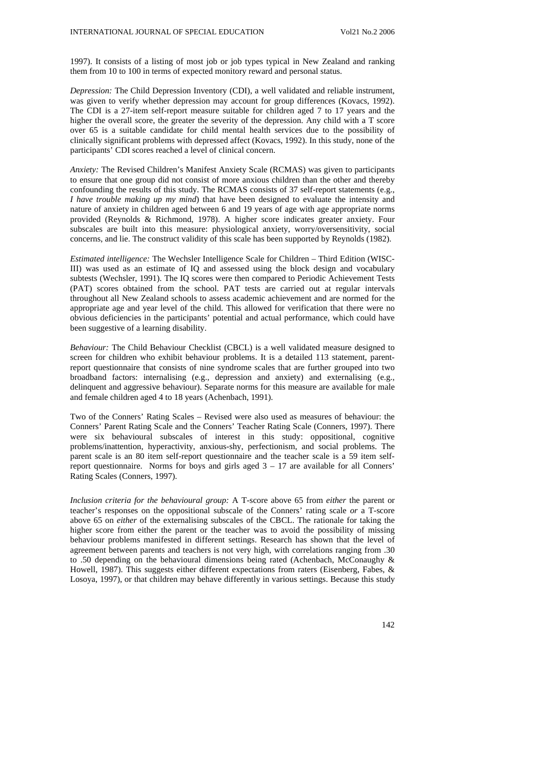1997). It consists of a listing of most job or job types typical in New Zealand and ranking them from 10 to 100 in terms of expected monitory reward and personal status.

*Depression:* The Child Depression Inventory (CDI), a well validated and reliable instrument, was given to verify whether depression may account for group differences (Kovacs, 1992). The CDI is a 27-item self-report measure suitable for children aged 7 to 17 years and the higher the overall score, the greater the severity of the depression. Any child with a T score over 65 is a suitable candidate for child mental health services due to the possibility of clinically significant problems with depressed affect (Kovacs, 1992). In this study, none of the participants' CDI scores reached a level of clinical concern.

*Anxiety:* The Revised Children's Manifest Anxiety Scale (RCMAS) was given to participants to ensure that one group did not consist of more anxious children than the other and thereby confounding the results of this study. The RCMAS consists of 37 self-report statements (e.g., *I have trouble making up my mind*) that have been designed to evaluate the intensity and nature of anxiety in children aged between 6 and 19 years of age with age appropriate norms provided (Reynolds & Richmond, 1978). A higher score indicates greater anxiety. Four subscales are built into this measure: physiological anxiety, worry/oversensitivity, social concerns, and lie. The construct validity of this scale has been supported by Reynolds (1982).

*Estimated intelligence:* The Wechsler Intelligence Scale for Children – Third Edition (WISC-III) was used as an estimate of IQ and assessed using the block design and vocabulary subtests (Wechsler, 1991). The IQ scores were then compared to Periodic Achievement Tests (PAT) scores obtained from the school. PAT tests are carried out at regular intervals throughout all New Zealand schools to assess academic achievement and are normed for the appropriate age and year level of the child. This allowed for verification that there were no obvious deficiencies in the participants' potential and actual performance, which could have been suggestive of a learning disability.

*Behaviour:* The Child Behaviour Checklist (CBCL) is a well validated measure designed to screen for children who exhibit behaviour problems. It is a detailed 113 statement, parent-report questionnaire that consists of nine syndrome scales that are further grouped into two broadband factors: internalising (e.g., depression and anxiety) and externalising (e.g., delinquent and aggressive behaviour). Separate norms for this measure are available for male and female children aged 4 to 18 years (Achenbach, 1991).

Two of the Conners' Rating Scales – Revised were also used as measures of behaviour: the Conners' Parent Rating Scale and the Conners' Teacher Rating Scale (Conners, 1997). There were six behavioural subscales of interest in this study: oppositional, cognitive problems/inattention, hyperactivity, anxious-shy, perfectionism, and social problems. The parent scale is an 80 item self-report questionnaire and the teacher scale is a 59 item self-report questionnaire. Norms for boys and girls aged 3 – 17 are available for all Conners' Rating Scales (Conners, 1997).

*Inclusion criteria for the behavioural group:* A T-score above 65 from *either* the parent or teacher's responses on the oppositional subscale of the Conners' rating scale *or* a T-score above 65 on *either* of the externalising subscales of the CBCL. The rationale for taking the higher score from either the parent or the teacher was to avoid the possibility of missing behaviour problems manifested in different settings. Research has shown that the level of agreement between parents and teachers is not very high, with correlations ranging from .30 to .50 depending on the behavioural dimensions being rated (Achenbach, McConaughy & Howell, 1987). This suggests either different expectations from raters (Eisenberg, Fabes, & Losoya, 1997), or that children may behave differently in various settings. Because this study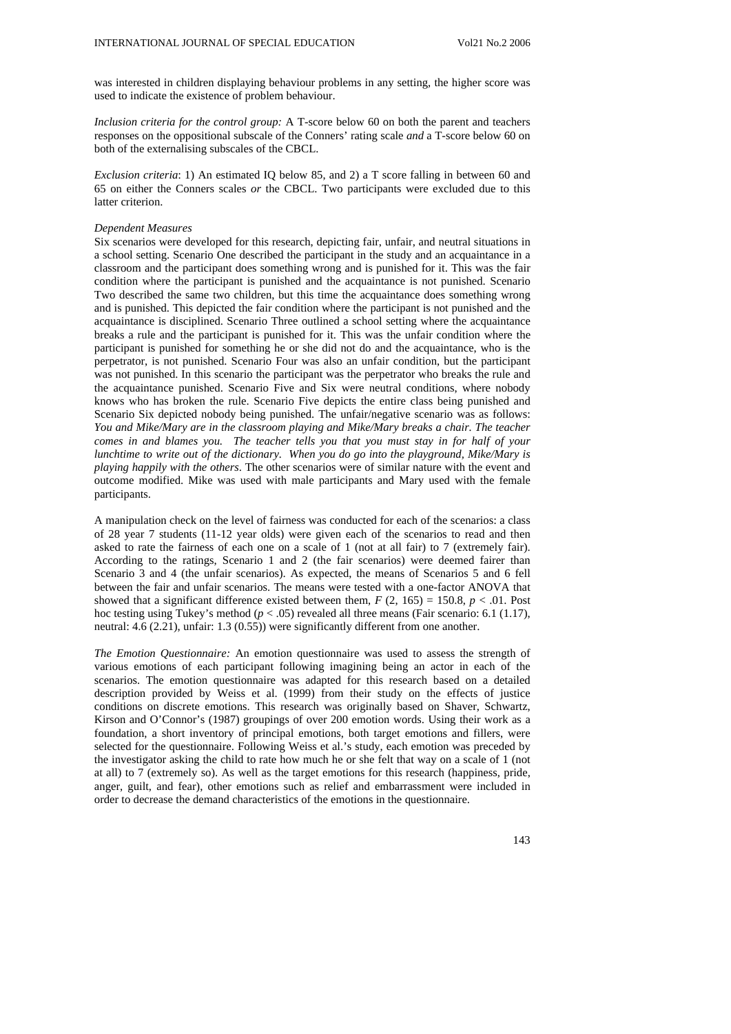was interested in children displaying behaviour problems in any setting, the higher score was used to indicate the existence of problem behaviour.

*Inclusion criteria for the control group:* A T-score below 60 on both the parent and teachers responses on the oppositional subscale of the Conners' rating scale *and* a T-score below 60 on both of the externalising subscales of the CBCL.

*Exclusion criteria*: 1) An estimated IQ below 85, and 2) a T score falling in between 60 and 65 on either the Conners scales *or* the CBCL. Two participants were excluded due to this latter criterion.

*Dependent Measures*

Six scenarios were developed for this research, depicting fair, unfair, and neutral situations in a school setting. Scenario One described the participant in the study and an acquaintance in a classroom and the participant does something wrong and is punished for it. This was the fair condition where the participant is punished and the acquaintance is not punished. Scenario Two described the same two children, but this time the acquaintance does something wrong and is punished. This depicted the fair condition where the participant is not punished and the acquaintance is disciplined. Scenario Three outlined a school setting where the acquaintance breaks a rule and the participant is punished for it. This was the unfair condition where the participant is punished for something he or she did not do and the acquaintance, who is the perpetrator, is not punished. Scenario Four was also an unfair condition, but the participant was not punished. In this scenario the participant was the perpetrator who breaks the rule and the acquaintance punished. Scenario Five and Six were neutral conditions, where nobody knows who has broken the rule. Scenario Five depicts the entire class being punished and Scenario Six depicted nobody being punished. The unfair/negative scenario was as follows: *You and Mike/Mary are in the classroom playing and Mike/Mary breaks a chair. The teacher comes in and blames you. The teacher tells you that you must stay in for half of your lunchtime to write out of the dictionary. When you do go into the playground, Mike/Mary is playing happily with the others*. The other scenarios were of similar nature with the event and outcome modified. Mike was used with male participants and Mary used with the female participants.

A manipulation check on the level of fairness was conducted for each of the scenarios: a class of 28 year 7 students (11-12 year olds) were given each of the scenarios to read and then asked to rate the fairness of each one on a scale of 1 (not at all fair) to 7 (extremely fair). According to the ratings, Scenario 1 and 2 (the fair scenarios) were deemed fairer than Scenario 3 and 4 (the unfair scenarios). As expected, the means of Scenarios 5 and 6 fell between the fair and unfair scenarios. The means were tested with a one-factor ANOVA that showed that a significant difference existed between them, $F(2, 165) = 150.8$, $p < .01$. Post hoc testing using Tukey's method ($p < .05$) revealed all three means (Fair scenario: 6.1 (1.17), neutral: 4.6 (2.21), unfair: 1.3 (0.55)) were significantly different from one another.

*The Emotion Questionnaire:* An emotion questionnaire was used to assess the strength of various emotions of each participant following imagining being an actor in each of the scenarios. The emotion questionnaire was adapted for this research based on a detailed description provided by Weiss et al. (1999) from their study on the effects of justice conditions on discrete emotions. This research was originally based on Shaver, Schwartz, Kirson and O'Connor's (1987) groupings of over 200 emotion words. Using their work as a foundation, a short inventory of principal emotions, both target emotions and fillers, were selected for the questionnaire. Following Weiss et al.'s study, each emotion was preceded by the investigator asking the child to rate how much he or she felt that way on a scale of 1 (not at all) to 7 (extremely so). As well as the target emotions for this research (happiness, pride, anger, guilt, and fear), other emotions such as relief and embarrassment were included in order to decrease the demand characteristics of the emotions in the questionnaire.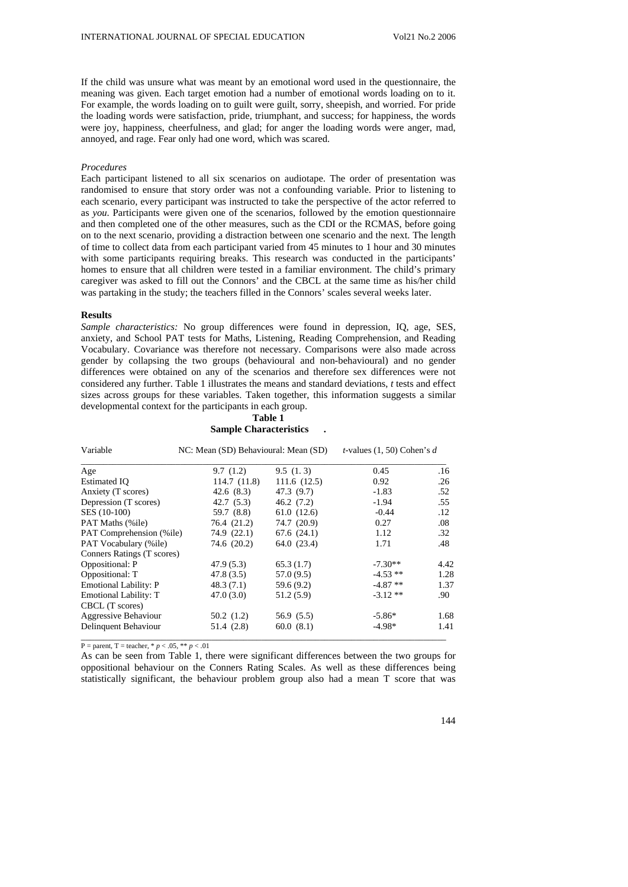If the child was unsure what was meant by an emotional word used in the questionnaire, the meaning was given. Each target emotion had a number of emotional words loading on to it. For example, the words loading on to guilt were guilt, sorry, sheepish, and worried. For pride the loading words were satisfaction, pride, triumphant, and success; for happiness, the words were joy, happiness, cheerfulness, and glad; for anger the loading words were anger, mad, annoyed, and rage. Fear only had one word, which was scared.

*Procedures*

Each participant listened to all six scenarios on audiotape. The order of presentation was randomised to ensure that story order was not a confounding variable. Prior to listening to each scenario, every participant was instructed to take the perspective of the actor referred to as *you*. Participants were given one of the scenarios, followed by the emotion questionnaire and then completed one of the other measures, such as the CDI or the RCMAS, before going on to the next scenario, providing a distraction between one scenario and the next. The length of time to collect data from each participant varied from 45 minutes to 1 hour and 30 minutes with some participants requiring breaks. This research was conducted in the participants' homes to ensure that all children were tested in a familiar environment. The child's primary caregiver was asked to fill out the Connors' and the CBCL at the same time as his/her child was partaking in the study; the teachers filled in the Connors' scales several weeks later.

**Results**

*Sample characteristics:* No group differences were found in depression, IQ, age, SES, anxiety, and School PAT tests for Maths, Listening, Reading Comprehension, and Reading Vocabulary. Covariance was therefore not necessary. Comparisons were also made across gender by collapsing the two groups (behavioural and non-behavioural) and no gender differences were obtained on any of the scenarios and therefore sex differences were not considered any further. Table 1 illustrates the means and standard deviations, *t* tests and effect sizes across groups for these variables. Taken together, this information suggests a similar developmental context for the participants in each group.

**Table 1**
**Sample Characteristics**

| Variable | NC: Mean (SD) | Behavioural: Mean (SD) | *t*-values (1, 50) | Cohen's *d* |
|---|---|---|---|---|
| Age | 9.7 (1.2) | 9.5 (1. 3) | 0.45 | .16 |
| Estimated IQ | 114.7 (11.8) | 111.6 (12.5) | 0.92 | .26 |
| Anxiety (T scores) | 42.6 (8.3) | 47.3 (9.7) | -1.83 | .52 |
| Depression (T scores) | 42.7 (5.3) | 46.2 (7.2) | -1.94 | .55 |
| SES (10-100) | 59.7 (8.8) | 61.0 (12.6) | -0.44 | .12 |
| PAT Maths (%ile) | 76.4 (21.2) | 74.7 (20.9) | 0.27 | .08 |
| PAT Comprehension (%ile) | 74.9 (22.1) | 67.6 (24.1) | 1.12 | .32 |
| PAT Vocabulary (%ile) | 74.6 (20.2) | 64.0 (23.4) | 1.71 | .48 |
| Conners Ratings (T scores) | | | | |
| Oppositional: P | 47.9 (5.3) | 65.3 (1.7) | -7.30** | 4.42 |
| Oppositional: T | 47.8 (3.5) | 57.0 (9.5) | -4.53 ** | 1.28 |
| Emotional Lability: P | 48.3 (7.1) | 59.6 (9.2) | -4.87 ** | 1.37 |
| Emotional Lability: T | 47.0 (3.0) | 51.2 (5.9) | -3.12 ** | .90 |
| CBCL (T scores) | | | | |
| Aggressive Behaviour | 50.2 (1.2) | 56.9 (5.5) | -5.86* | 1.68 |
| Delinquent Behaviour | 51.4 (2.8) | 60.0 (8.1) | -4.98* | 1.41 |

P = parent, T = teacher, * $p < .05$, ** $p < .01$

As can be seen from Table 1, there were significant differences between the two groups for oppositional behaviour on the Conners Rating Scales. As well as these differences being statistically significant, the behaviour problem group also had a mean T score that was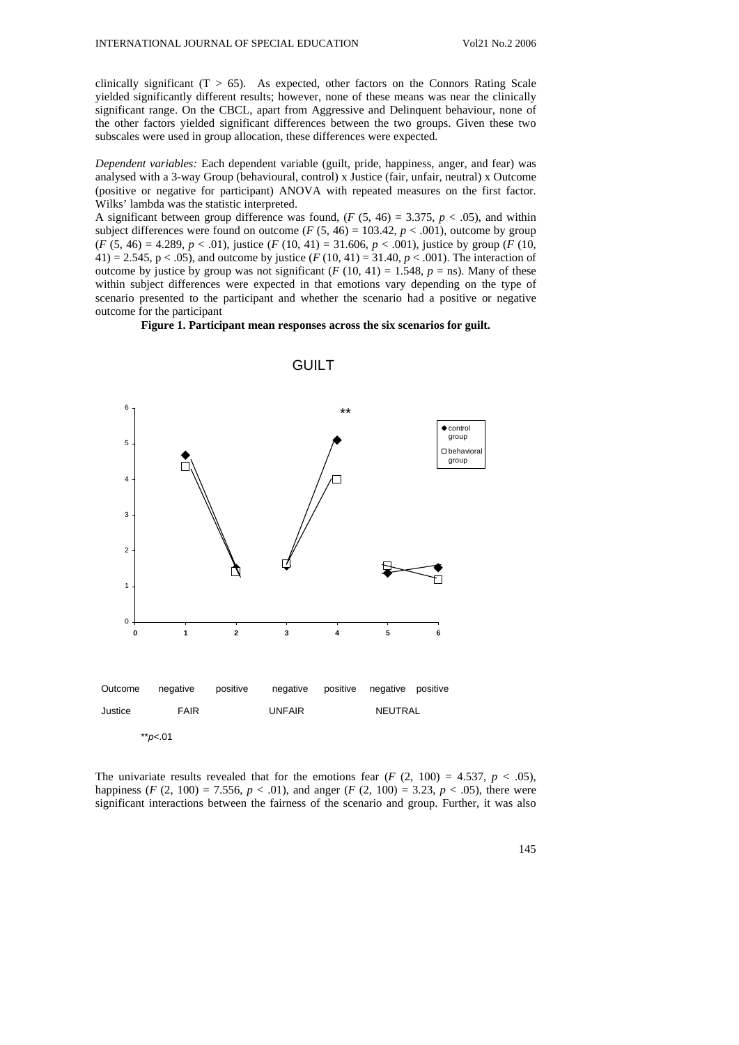clinically significant (T > 65). As expected, other factors on the Connors Rating Scale yielded significantly different results; however, none of these means was near the clinically significant range. On the CBCL, apart from Aggressive and Delinquent behaviour, none of the other factors yielded significant differences between the two groups. Given these two subscales were used in group allocation, these differences were expected.

*Dependent variables:* Each dependent variable (guilt, pride, happiness, anger, and fear) was analysed with a 3-way Group (behavioural, control) x Justice (fair, unfair, neutral) x Outcome (positive or negative for participant) ANOVA with repeated measures on the first factor. Wilks' lambda was the statistic interpreted.

A significant between group difference was found, ($F$ (5, 46) = 3.375, $p < .05$), and within subject differences were found on outcome ($F$ (5, 46) = 103.42, $p < .001$), outcome by group ($F$ (5, 46) = 4.289, $p < .01$), justice ($F$ (10, 41) = 31.606, $p < .001$), justice by group ($F$ (10, 41) = 2.545, $p < .05$), and outcome by justice ($F$ (10, 41) = 31.40, $p < .001$). The interaction of outcome by justice by group was not significant ($F$ (10, 41) = 1.548, $p$ = ns). Many of these within subject differences were expected in that emotions vary depending on the type of scenario presented to the participant and whether the scenario had a positive or negative outcome for the participant

**Figure 1. Participant mean responses across the six scenarios for guilt.**

GUILT

| Outcome | negative | positive | negative | positive | negative | positive |
|---|---|---|---|---|---|---|
| Justice | FAIR | | UNFAIR | | NEUTRAL | |

**$p<.01$

The univariate results revealed that for the emotions fear ($F$ (2, 100) = 4.537, $p < .05$), happiness ($F$ (2, 100) = 7.556, $p < .01$), and anger ($F$ (2, 100) = 3.23, $p < .05$), there were significant interactions between the fairness of the scenario and group. Further, it was also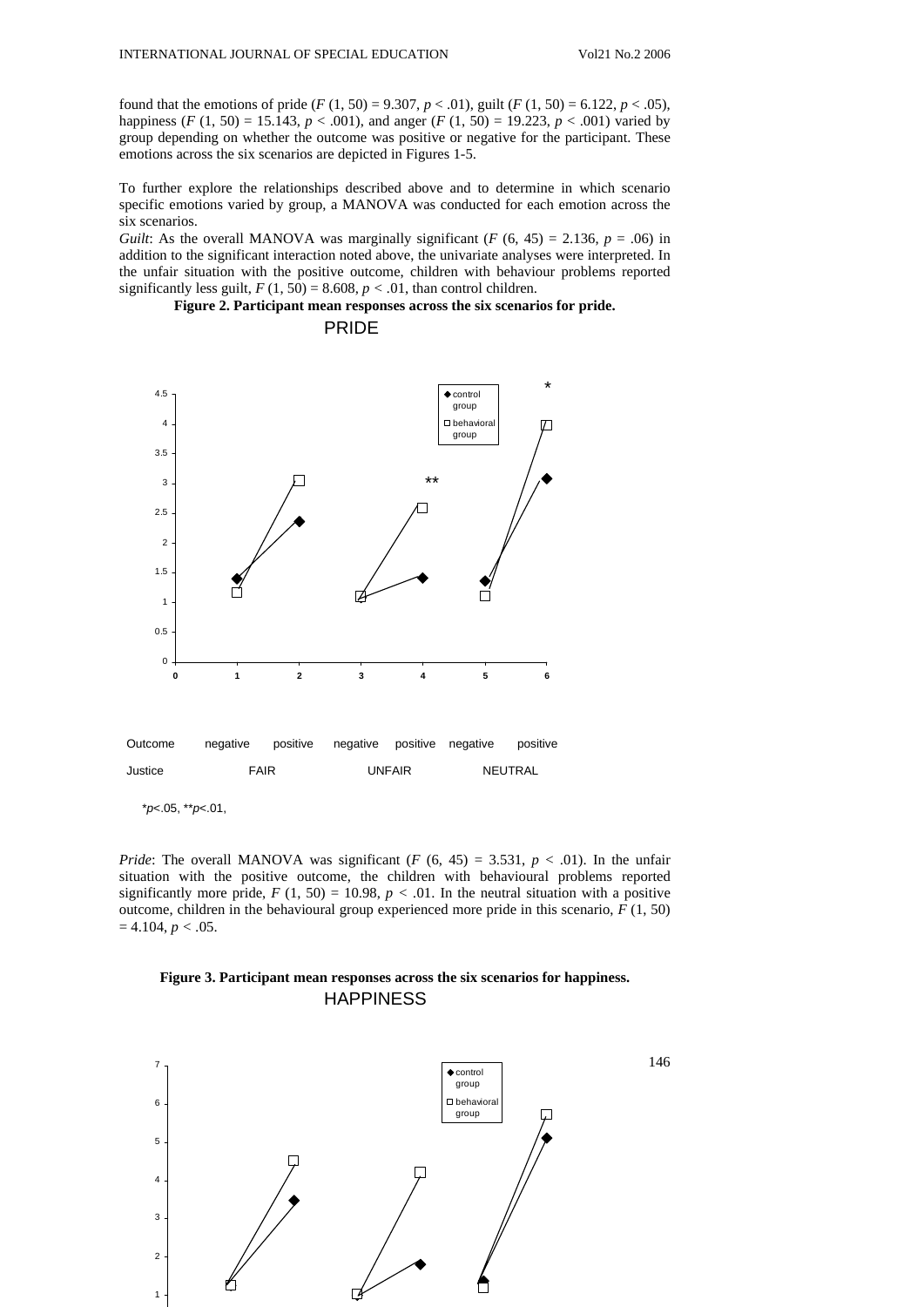found that the emotions of pride ($F$ (1, 50) = 9.307, $p < .01$), guilt ($F$ (1, 50) = 6.122, $p < .05$), happiness ($F$ (1, 50) = 15.143, $p < .001$), and anger ($F$ (1, 50) = 19.223, $p < .001$) varied by group depending on whether the outcome was positive or negative for the participant. These emotions across the six scenarios are depicted in Figures 1-5.

To further explore the relationships described above and to determine in which scenario specific emotions varied by group, a MANOVA was conducted for each emotion across the six scenarios.

*Guilt*: As the overall MANOVA was marginally significant ($F$ (6, 45) = 2.136, $p = .06$) in addition to the significant interaction noted above, the univariate analyses were interpreted. In the unfair situation with the positive outcome, children with behaviour problems reported significantly less guilt, $F$ (1, 50) = 8.608, $p < .01$, than control children.

**Figure 2. Participant mean responses across the six scenarios for pride.**

PRIDE

| Outcome | negative | positive | negative | positive | negative | positive |
|---|---|---|---|---|---|---|
| Justice | FAIR | | UNFAIR | | NEUTRAL | |

*$p<.05$, **$p<.01$,

*Pride*: The overall MANOVA was significant ($F$ (6, 45) = 3.531, $p < .01$). In the unfair situation with the positive outcome, the children with behavioural problems reported significantly more pride, $F$ (1, 50) = 10.98, $p < .01$. In the neutral situation with a positive outcome, children in the behavioural group experienced more pride in this scenario, $F$ (1, 50) = 4.104, $p < .05$.

**Figure 3. Participant mean responses across the six scenarios for happiness.**

HAPPINESS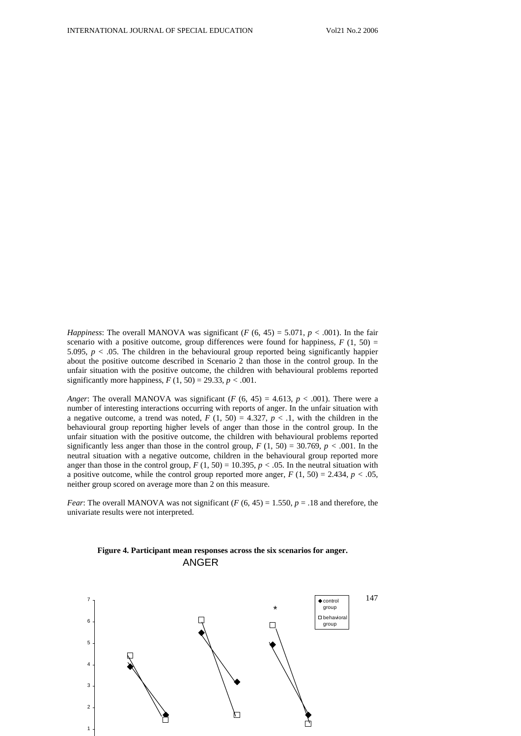*Happiness*: The overall MANOVA was significant ($F$ (6, 45) = 5.071, $p$ < .001). In the fair scenario with a positive outcome, group differences were found for happiness, $F$ (1, 50) = 5.095, $p$ < .05. The children in the behavioural group reported being significantly happier about the positive outcome described in Scenario 2 than those in the control group. In the unfair situation with the positive outcome, the children with behavioural problems reported significantly more happiness, $F$ (1, 50) = 29.33, $p$ < .001.

*Anger*: The overall MANOVA was significant ($F$ (6, 45) = 4.613, $p$ < .001). There were a number of interesting interactions occurring with reports of anger. In the unfair situation with a negative outcome, a trend was noted, $F$ (1, 50) = 4.327, $p$ < .1, with the children in the behavioural group reporting higher levels of anger than those in the control group. In the unfair situation with the positive outcome, the children with behavioural problems reported significantly less anger than those in the control group, $F$ (1, 50) = 30.769, $p$ < .001. In the neutral situation with a negative outcome, children in the behavioural group reported more anger than those in the control group, $F$ (1, 50) = 10.395, $p$ < .05. In the neutral situation with a positive outcome, while the control group reported more anger, $F$ (1, 50) = 2.434, $p$ < .05, neither group scored on average more than 2 on this measure.

*Fear*: The overall MANOVA was not significant ($F$ (6, 45) = 1.550, $p$ = .18 and therefore, the univariate results were not interpreted.

**Figure 4. Participant mean responses across the six scenarios for anger.**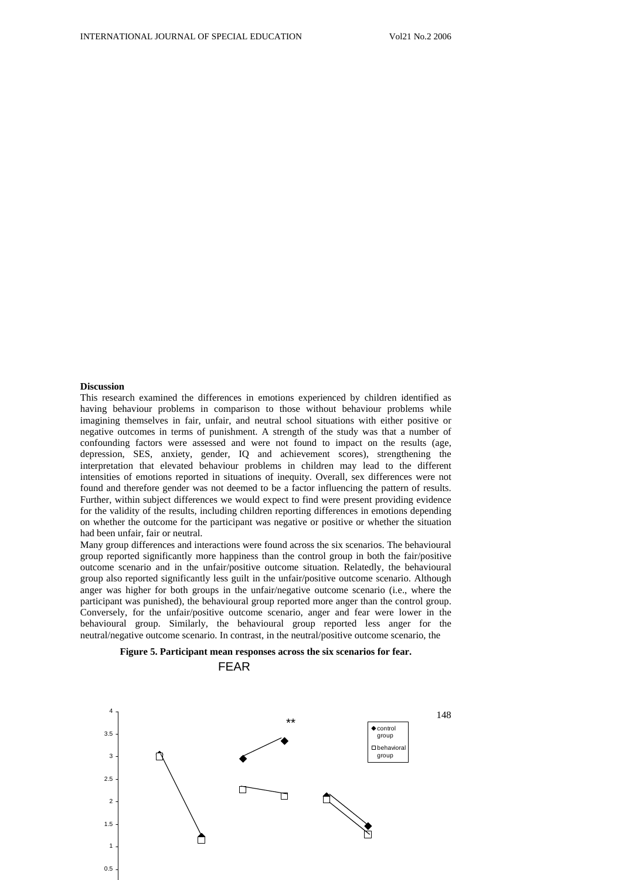## Discussion

This research examined the differences in emotions experienced by children identified as having behaviour problems in comparison to those without behaviour problems while imagining themselves in fair, unfair, and neutral school situations with either positive or negative outcomes in terms of punishment. A strength of the study was that a number of confounding factors were assessed and were not found to impact on the results (age, depression, SES, anxiety, gender, IQ and achievement scores), strengthening the interpretation that elevated behaviour problems in children may lead to the different intensities of emotions reported in situations of inequity. Overall, sex differences were not found and therefore gender was not deemed to be a factor influencing the pattern of results. Further, within subject differences we would expect to find were present providing evidence for the validity of the results, including children reporting differences in emotions depending on whether the outcome for the participant was negative or positive or whether the situation had been unfair, fair or neutral.

Many group differences and interactions were found across the six scenarios. The behavioural group reported significantly more happiness than the control group in both the fair/positive outcome scenario and in the unfair/positive outcome situation. Relatedly, the behavioural group also reported significantly less guilt in the unfair/positive outcome scenario. Although anger was higher for both groups in the unfair/negative outcome scenario (i.e., where the participant was punished), the behavioural group reported more anger than the control group. Conversely, for the unfair/positive outcome scenario, anger and fear were lower in the behavioural group. Similarly, the behavioural group reported less anger for the neutral/negative outcome scenario. In contrast, in the neutral/positive outcome scenario, the

**Figure 5. Participant mean responses across the six scenarios for fear.**

FEAR

| Scenario | control group | behavioral group |
|---|---|---|
| 1 | 3.05 | 3.0 |
| 2 | 1.2 | 1.15 |
| 3 | 2.95 | 2.25 |
| 4 (**) | 3.35 | 2.1 |
| 5 | 2.1 | 2.05 |
| 6 | 1.45 | 1.25 |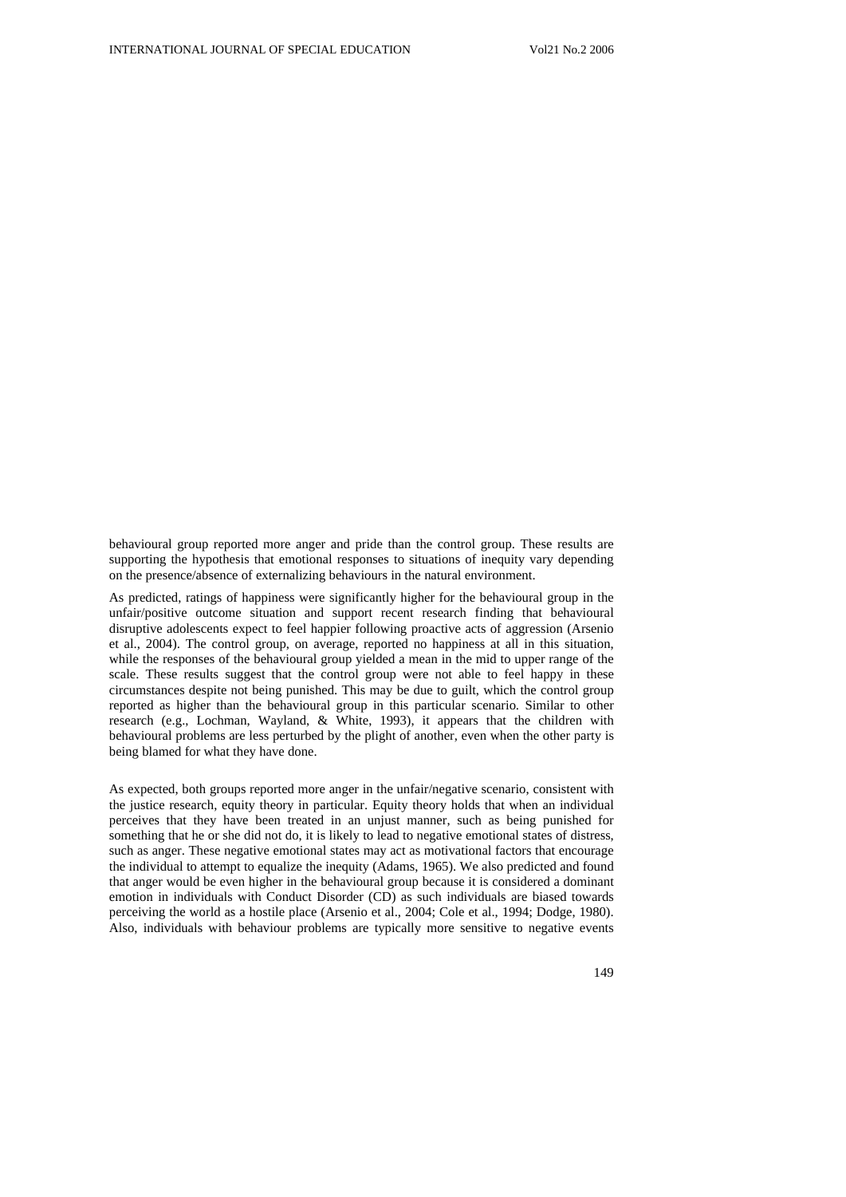behavioural group reported more anger and pride than the control group. These results are supporting the hypothesis that emotional responses to situations of inequity vary depending on the presence/absence of externalizing behaviours in the natural environment.

As predicted, ratings of happiness were significantly higher for the behavioural group in the unfair/positive outcome situation and support recent research finding that behavioural disruptive adolescents expect to feel happier following proactive acts of aggression (Arsenio et al., 2004). The control group, on average, reported no happiness at all in this situation, while the responses of the behavioural group yielded a mean in the mid to upper range of the scale. These results suggest that the control group were not able to feel happy in these circumstances despite not being punished. This may be due to guilt, which the control group reported as higher than the behavioural group in this particular scenario. Similar to other research (e.g., Lochman, Wayland, & White, 1993), it appears that the children with behavioural problems are less perturbed by the plight of another, even when the other party is being blamed for what they have done.

As expected, both groups reported more anger in the unfair/negative scenario, consistent with the justice research, equity theory in particular. Equity theory holds that when an individual perceives that they have been treated in an unjust manner, such as being punished for something that he or she did not do, it is likely to lead to negative emotional states of distress, such as anger. These negative emotional states may act as motivational factors that encourage the individual to attempt to equalize the inequity (Adams, 1965). We also predicted and found that anger would be even higher in the behavioural group because it is considered a dominant emotion in individuals with Conduct Disorder (CD) as such individuals are biased towards perceiving the world as a hostile place (Arsenio et al., 2004; Cole et al., 1994; Dodge, 1980). Also, individuals with behaviour problems are typically more sensitive to negative events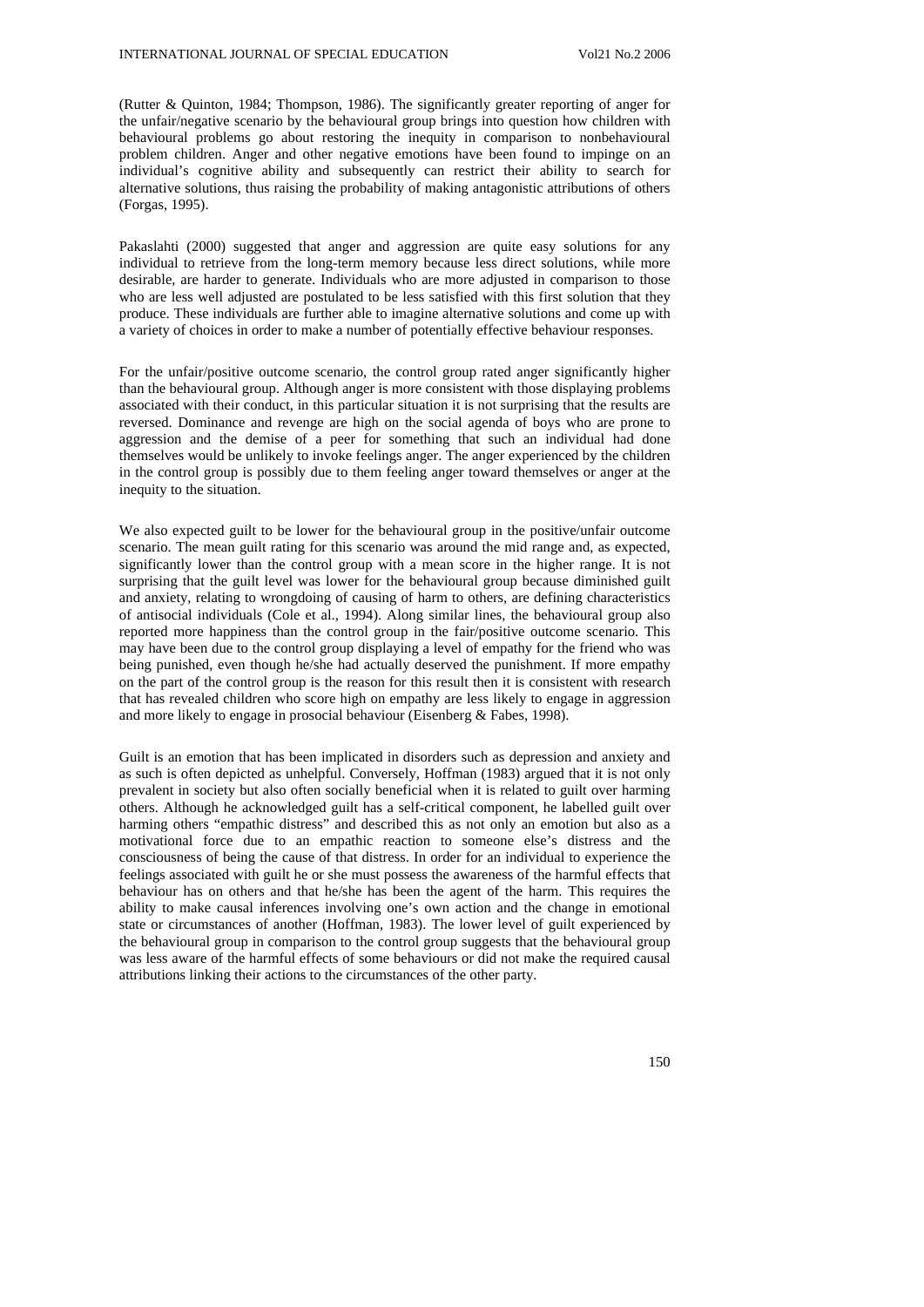(Rutter & Quinton, 1984; Thompson, 1986). The significantly greater reporting of anger for the unfair/negative scenario by the behavioural group brings into question how children with behavioural problems go about restoring the inequity in comparison to nonbehavioural problem children. Anger and other negative emotions have been found to impinge on an individual's cognitive ability and subsequently can restrict their ability to search for alternative solutions, thus raising the probability of making antagonistic attributions of others (Forgas, 1995).

Pakaslahti (2000) suggested that anger and aggression are quite easy solutions for any individual to retrieve from the long-term memory because less direct solutions, while more desirable, are harder to generate. Individuals who are more adjusted in comparison to those who are less well adjusted are postulated to be less satisfied with this first solution that they produce. These individuals are further able to imagine alternative solutions and come up with a variety of choices in order to make a number of potentially effective behaviour responses.

For the unfair/positive outcome scenario, the control group rated anger significantly higher than the behavioural group. Although anger is more consistent with those displaying problems associated with their conduct, in this particular situation it is not surprising that the results are reversed. Dominance and revenge are high on the social agenda of boys who are prone to aggression and the demise of a peer for something that such an individual had done themselves would be unlikely to invoke feelings anger. The anger experienced by the children in the control group is possibly due to them feeling anger toward themselves or anger at the inequity to the situation.

We also expected guilt to be lower for the behavioural group in the positive/unfair outcome scenario. The mean guilt rating for this scenario was around the mid range and, as expected, significantly lower than the control group with a mean score in the higher range. It is not surprising that the guilt level was lower for the behavioural group because diminished guilt and anxiety, relating to wrongdoing of causing of harm to others, are defining characteristics of antisocial individuals (Cole et al., 1994). Along similar lines, the behavioural group also reported more happiness than the control group in the fair/positive outcome scenario. This may have been due to the control group displaying a level of empathy for the friend who was being punished, even though he/she had actually deserved the punishment. If more empathy on the part of the control group is the reason for this result then it is consistent with research that has revealed children who score high on empathy are less likely to engage in aggression and more likely to engage in prosocial behaviour (Eisenberg & Fabes, 1998).

Guilt is an emotion that has been implicated in disorders such as depression and anxiety and as such is often depicted as unhelpful. Conversely, Hoffman (1983) argued that it is not only prevalent in society but also often socially beneficial when it is related to guilt over harming others. Although he acknowledged guilt has a self-critical component, he labelled guilt over harming others "empathic distress" and described this as not only an emotion but also as a motivational force due to an empathic reaction to someone else's distress and the consciousness of being the cause of that distress. In order for an individual to experience the feelings associated with guilt he or she must possess the awareness of the harmful effects that behaviour has on others and that he/she has been the agent of the harm. This requires the ability to make causal inferences involving one's own action and the change in emotional state or circumstances of another (Hoffman, 1983). The lower level of guilt experienced by the behavioural group in comparison to the control group suggests that the behavioural group was less aware of the harmful effects of some behaviours or did not make the required causal attributions linking their actions to the circumstances of the other party.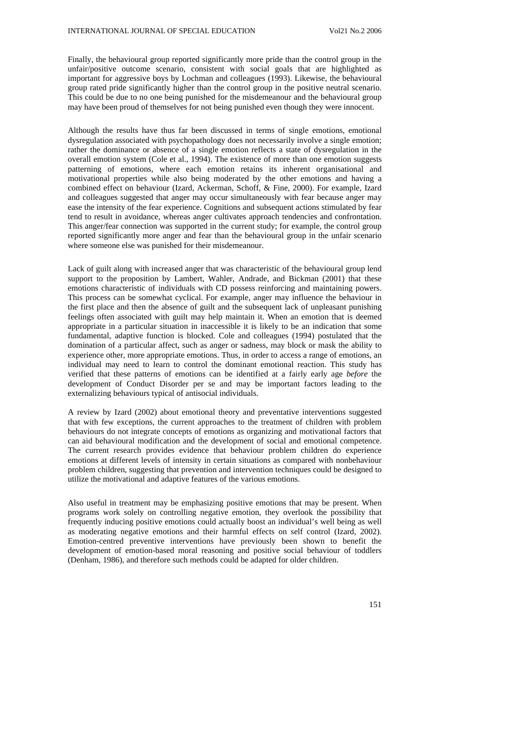Finally, the behavioural group reported significantly more pride than the control group in the unfair/positive outcome scenario, consistent with social goals that are highlighted as important for aggressive boys by Lochman and colleagues (1993). Likewise, the behavioural group rated pride significantly higher than the control group in the positive neutral scenario. This could be due to no one being punished for the misdemeanour and the behavioural group may have been proud of themselves for not being punished even though they were innocent.

Although the results have thus far been discussed in terms of single emotions, emotional dysregulation associated with psychopathology does not necessarily involve a single emotion; rather the dominance or absence of a single emotion reflects a state of dysregulation in the overall emotion system (Cole et al., 1994). The existence of more than one emotion suggests patterning of emotions, where each emotion retains its inherent organisational and motivational properties while also being moderated by the other emotions and having a combined effect on behaviour (Izard, Ackerman, Schoff, & Fine, 2000). For example, Izard and colleagues suggested that anger may occur simultaneously with fear because anger may ease the intensity of the fear experience. Cognitions and subsequent actions stimulated by fear tend to result in avoidance, whereas anger cultivates approach tendencies and confrontation. This anger/fear connection was supported in the current study; for example, the control group reported significantly more anger and fear than the behavioural group in the unfair scenario where someone else was punished for their misdemeanour.

Lack of guilt along with increased anger that was characteristic of the behavioural group lend support to the proposition by Lambert, Wahler, Andrade, and Bickman (2001) that these emotions characteristic of individuals with CD possess reinforcing and maintaining powers. This process can be somewhat cyclical. For example, anger may influence the behaviour in the first place and then the absence of guilt and the subsequent lack of unpleasant punishing feelings often associated with guilt may help maintain it. When an emotion that is deemed appropriate in a particular situation in inaccessible it is likely to be an indication that some fundamental, adaptive function is blocked. Cole and colleagues (1994) postulated that the domination of a particular affect, such as anger or sadness, may block or mask the ability to experience other, more appropriate emotions. Thus, in order to access a range of emotions, an individual may need to learn to control the dominant emotional reaction. This study has verified that these patterns of emotions can be identified at a fairly early age *before* the development of Conduct Disorder per se and may be important factors leading to the externalizing behaviours typical of antisocial individuals.

A review by Izard (2002) about emotional theory and preventative interventions suggested that with few exceptions, the current approaches to the treatment of children with problem behaviours do not integrate concepts of emotions as organizing and motivational factors that can aid behavioural modification and the development of social and emotional competence. The current research provides evidence that behaviour problem children do experience emotions at different levels of intensity in certain situations as compared with nonbehaviour problem children, suggesting that prevention and intervention techniques could be designed to utilize the motivational and adaptive features of the various emotions.

Also useful in treatment may be emphasizing positive emotions that may be present. When programs work solely on controlling negative emotion, they overlook the possibility that frequently inducing positive emotions could actually boost an individual's well being as well as moderating negative emotions and their harmful effects on self control (Izard, 2002). Emotion-centred preventive interventions have previously been shown to benefit the development of emotion-based moral reasoning and positive social behaviour of toddlers (Denham, 1986), and therefore such methods could be adapted for older children.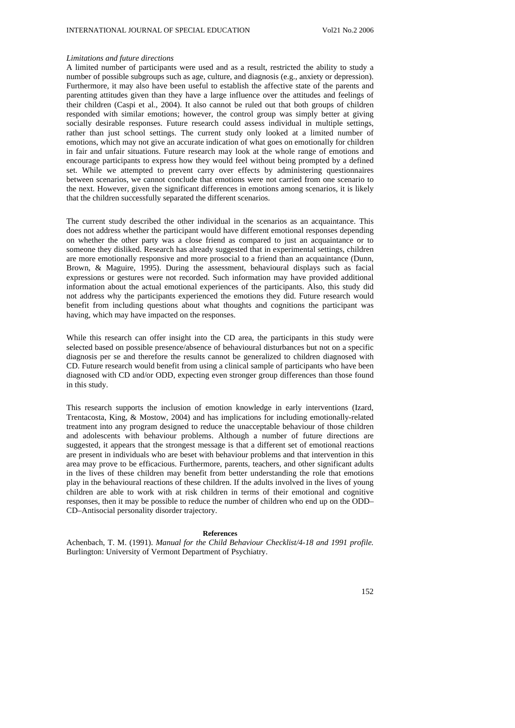*Limitations and future directions*

A limited number of participants were used and as a result, restricted the ability to study a number of possible subgroups such as age, culture, and diagnosis (e.g., anxiety or depression). Furthermore, it may also have been useful to establish the affective state of the parents and parenting attitudes given than they have a large influence over the attitudes and feelings of their children (Caspi et al., 2004). It also cannot be ruled out that both groups of children responded with similar emotions; however, the control group was simply better at giving socially desirable responses. Future research could assess individual in multiple settings, rather than just school settings. The current study only looked at a limited number of emotions, which may not give an accurate indication of what goes on emotionally for children in fair and unfair situations. Future research may look at the whole range of emotions and encourage participants to express how they would feel without being prompted by a defined set. While we attempted to prevent carry over effects by administering questionnaires between scenarios, we cannot conclude that emotions were not carried from one scenario to the next. However, given the significant differences in emotions among scenarios, it is likely that the children successfully separated the different scenarios.

The current study described the other individual in the scenarios as an acquaintance. This does not address whether the participant would have different emotional responses depending on whether the other party was a close friend as compared to just an acquaintance or to someone they disliked. Research has already suggested that in experimental settings, children are more emotionally responsive and more prosocial to a friend than an acquaintance (Dunn, Brown, & Maguire, 1995). During the assessment, behavioural displays such as facial expressions or gestures were not recorded. Such information may have provided additional information about the actual emotional experiences of the participants. Also, this study did not address why the participants experienced the emotions they did. Future research would benefit from including questions about what thoughts and cognitions the participant was having, which may have impacted on the responses.

While this research can offer insight into the CD area, the participants in this study were selected based on possible presence/absence of behavioural disturbances but not on a specific diagnosis per se and therefore the results cannot be generalized to children diagnosed with CD. Future research would benefit from using a clinical sample of participants who have been diagnosed with CD and/or ODD, expecting even stronger group differences than those found in this study.

This research supports the inclusion of emotion knowledge in early interventions (Izard, Trentacosta, King, & Mostow, 2004) and has implications for including emotionally-related treatment into any program designed to reduce the unacceptable behaviour of those children and adolescents with behaviour problems. Although a number of future directions are suggested, it appears that the strongest message is that a different set of emotional reactions are present in individuals who are beset with behaviour problems and that intervention in this area may prove to be efficacious. Furthermore, parents, teachers, and other significant adults in the lives of these children may benefit from better understanding the role that emotions play in the behavioural reactions of these children. If the adults involved in the lives of young children are able to work with at risk children in terms of their emotional and cognitive responses, then it may be possible to reduce the number of children who end up on the ODD–CD–Antisocial personality disorder trajectory.

**References**

Achenbach, T. M. (1991). *Manual for the Child Behaviour Checklist/4-18 and 1991 profile.* Burlington: University of Vermont Department of Psychiatry.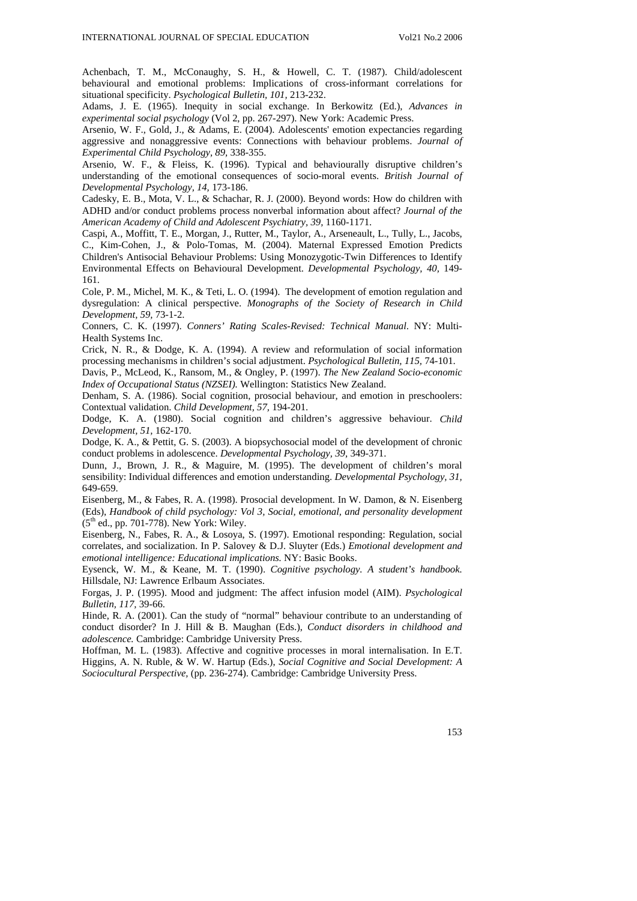Achenbach, T. M., McConaughy, S. H., & Howell, C. T. (1987). Child/adolescent behavioural and emotional problems: Implications of cross-informant correlations for situational specificity. *Psychological Bulletin, 101,* 213-232.

Adams, J. E. (1965). Inequity in social exchange. In Berkowitz (Ed.), *Advances in experimental social psychology* (Vol 2, pp. 267-297). New York: Academic Press.

Arsenio, W. F., Gold, J., & Adams, E. (2004). Adolescents' emotion expectancies regarding aggressive and nonaggressive events: Connections with behaviour problems. *Journal of Experimental Child Psychology, 89,* 338-355.

Arsenio, W. F., & Fleiss, K. (1996). Typical and behaviourally disruptive children's understanding of the emotional consequences of socio-moral events. *British Journal of Developmental Psychology, 14,* 173-186.

Cadesky, E. B., Mota, V. L., & Schachar, R. J. (2000). Beyond words: How do children with ADHD and/or conduct problems process nonverbal information about affect? *Journal of the American Academy of Child and Adolescent Psychiatry, 39,* 1160-1171.

Caspi, A., Moffitt, T. E., Morgan, J., Rutter, M., Taylor, A., Arseneault, L., Tully, L., Jacobs, C., Kim-Cohen, J., & Polo-Tomas, M. (2004). Maternal Expressed Emotion Predicts Children's Antisocial Behaviour Problems: Using Monozygotic-Twin Differences to Identify Environmental Effects on Behavioural Development. *Developmental Psychology, 40,* 149-161.

Cole, P. M., Michel, M. K., & Teti, L. O. (1994). The development of emotion regulation and dysregulation: A clinical perspective. *Monographs of the Society of Research in Child Development, 59,* 73-1-2.

Conners, C. K. (1997). *Conners' Rating Scales-Revised: Technical Manual.* NY: Multi-Health Systems Inc.

Crick, N. R., & Dodge, K. A. (1994). A review and reformulation of social information processing mechanisms in children's social adjustment. *Psychological Bulletin, 115,* 74-101.

Davis, P., McLeod, K., Ransom, M., & Ongley, P. (1997). *The New Zealand Socio-economic Index of Occupational Status (NZSEI).* Wellington: Statistics New Zealand.

Denham, S. A. (1986). Social cognition, prosocial behaviour, and emotion in preschoolers: Contextual validation. *Child Development, 57,* 194-201.

Dodge, K. A. (1980). Social cognition and children's aggressive behaviour. *Child Development, 51,* 162-170.

Dodge, K. A., & Pettit, G. S. (2003). A biopsychosocial model of the development of chronic conduct problems in adolescence. *Developmental Psychology, 39,* 349-371.

Dunn, J., Brown, J. R., & Maguire, M. (1995). The development of children's moral sensibility: Individual differences and emotion understanding. *Developmental Psychology, 31,* 649-659.

Eisenberg, M., & Fabes, R. A. (1998). Prosocial development. In W. Damon, & N. Eisenberg (Eds), *Handbook of child psychology: Vol 3, Social, emotional, and personality development* (5th ed., pp. 701-778). New York: Wiley.

Eisenberg, N., Fabes, R. A., & Losoya, S. (1997). Emotional responding: Regulation, social correlates, and socialization. In P. Salovey & D.J. Sluyter (Eds.) *Emotional development and emotional intelligence: Educational implications.* NY: Basic Books.

Eysenck, W. M., & Keane, M. T. (1990). *Cognitive psychology. A student's handbook.* Hillsdale, NJ: Lawrence Erlbaum Associates.

Forgas, J. P. (1995). Mood and judgment: The affect infusion model (AIM). *Psychological Bulletin, 117,* 39-66.

Hinde, R. A. (2001). Can the study of "normal" behaviour contribute to an understanding of conduct disorder? In J. Hill & B. Maughan (Eds.), *Conduct disorders in childhood and adolescence.* Cambridge: Cambridge University Press.

Hoffman, M. L. (1983). Affective and cognitive processes in moral internalisation. In E.T. Higgins, A. N. Ruble, & W. W. Hartup (Eds.), *Social Cognitive and Social Development: A Sociocultural Perspective,* (pp. 236-274). Cambridge: Cambridge University Press.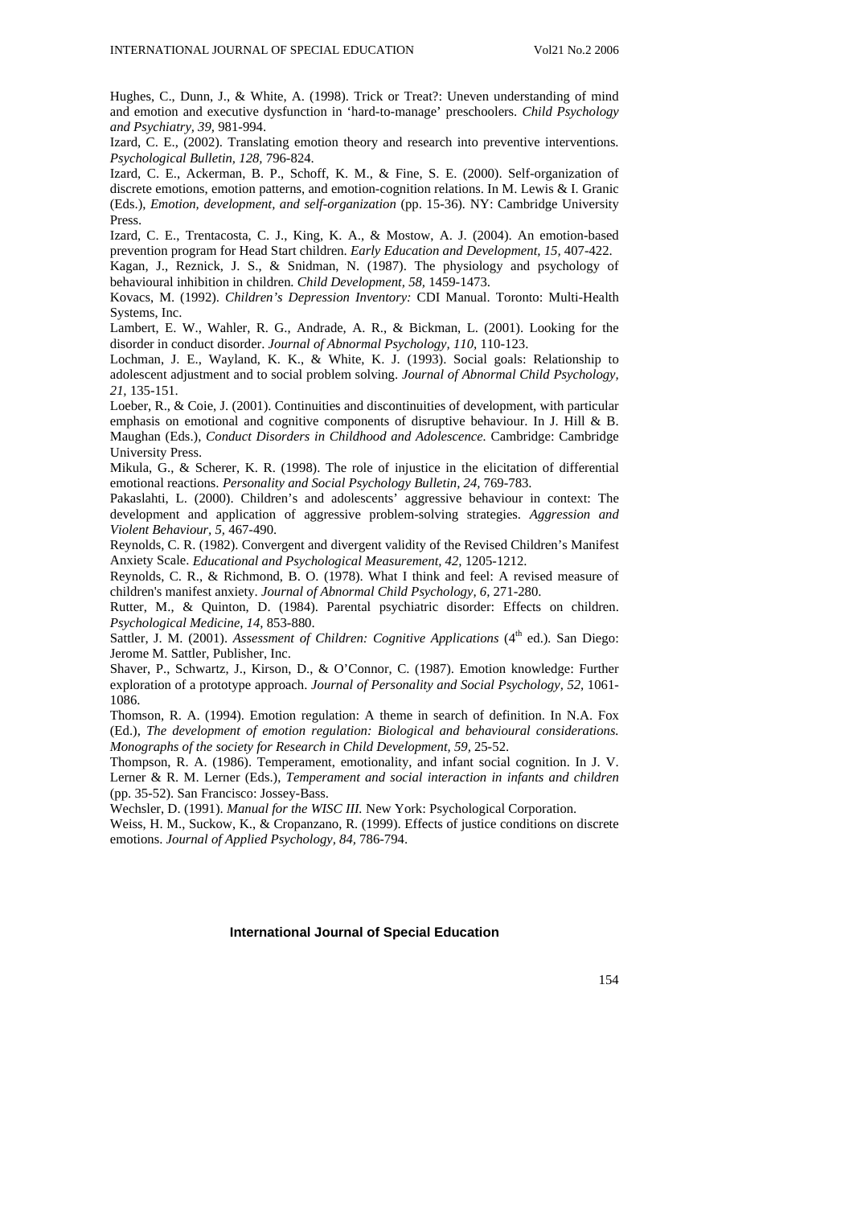Hughes, C., Dunn, J., & White, A. (1998). Trick or Treat?: Uneven understanding of mind and emotion and executive dysfunction in 'hard-to-manage' preschoolers. *Child Psychology and Psychiatry, 39,* 981-994.

Izard, C. E., (2002). Translating emotion theory and research into preventive interventions. *Psychological Bulletin, 128,* 796-824.

Izard, C. E., Ackerman, B. P., Schoff, K. M., & Fine, S. E. (2000). Self-organization of discrete emotions, emotion patterns, and emotion-cognition relations. In M. Lewis & I. Granic (Eds.), *Emotion, development, and self-organization* (pp. 15-36). NY: Cambridge University Press.

Izard, C. E., Trentacosta, C. J., King, K. A., & Mostow, A. J. (2004). An emotion-based prevention program for Head Start children. *Early Education and Development, 15,* 407-422.

Kagan, J., Reznick, J. S., & Snidman, N. (1987). The physiology and psychology of behavioural inhibition in children. *Child Development, 58,* 1459-1473.

Kovacs, M. (1992). *Children's Depression Inventory:* CDI Manual. Toronto: Multi-Health Systems, Inc.

Lambert, E. W., Wahler, R. G., Andrade, A. R., & Bickman, L. (2001). Looking for the disorder in conduct disorder. *Journal of Abnormal Psychology, 110,* 110-123.

Lochman, J. E., Wayland, K. K., & White, K. J. (1993). Social goals: Relationship to adolescent adjustment and to social problem solving. *Journal of Abnormal Child Psychology, 21,* 135-151.

Loeber, R., & Coie, J. (2001). Continuities and discontinuities of development, with particular emphasis on emotional and cognitive components of disruptive behaviour. In J. Hill & B. Maughan (Eds.), *Conduct Disorders in Childhood and Adolescence.* Cambridge: Cambridge University Press.

Mikula, G., & Scherer, K. R. (1998). The role of injustice in the elicitation of differential emotional reactions. *Personality and Social Psychology Bulletin, 24,* 769-783.

Pakaslahti, L. (2000). Children's and adolescents' aggressive behaviour in context: The development and application of aggressive problem-solving strategies. *Aggression and Violent Behaviour, 5,* 467-490.

Reynolds, C. R. (1982). Convergent and divergent validity of the Revised Children's Manifest Anxiety Scale. *Educational and Psychological Measurement, 42,* 1205-1212.

Reynolds, C. R., & Richmond, B. O. (1978). What I think and feel: A revised measure of children's manifest anxiety. *Journal of Abnormal Child Psychology, 6,* 271-280.

Rutter, M., & Quinton, D. (1984). Parental psychiatric disorder: Effects on children. *Psychological Medicine, 14,* 853-880.

Sattler, J. M. (2001). *Assessment of Children: Cognitive Applications* (4th ed.). San Diego: Jerome M. Sattler, Publisher, Inc.

Shaver, P., Schwartz, J., Kirson, D., & O'Connor, C. (1987). Emotion knowledge: Further exploration of a prototype approach. *Journal of Personality and Social Psychology, 52,* 1061-1086.

Thomson, R. A. (1994). Emotion regulation: A theme in search of definition. In N.A. Fox (Ed.), *The development of emotion regulation: Biological and behavioural considerations. Monographs of the society for Research in Child Development, 59,* 25-52.

Thompson, R. A. (1986). Temperament, emotionality, and infant social cognition. In J. V. Lerner & R. M. Lerner (Eds.), *Temperament and social interaction in infants and children* (pp. 35-52). San Francisco: Jossey-Bass.

Wechsler, D. (1991). *Manual for the WISC III.* New York: Psychological Corporation.

Weiss, H. M., Suckow, K., & Cropanzano, R. (1999). Effects of justice conditions on discrete emotions. *Journal of Applied Psychology, 84,* 786-794.